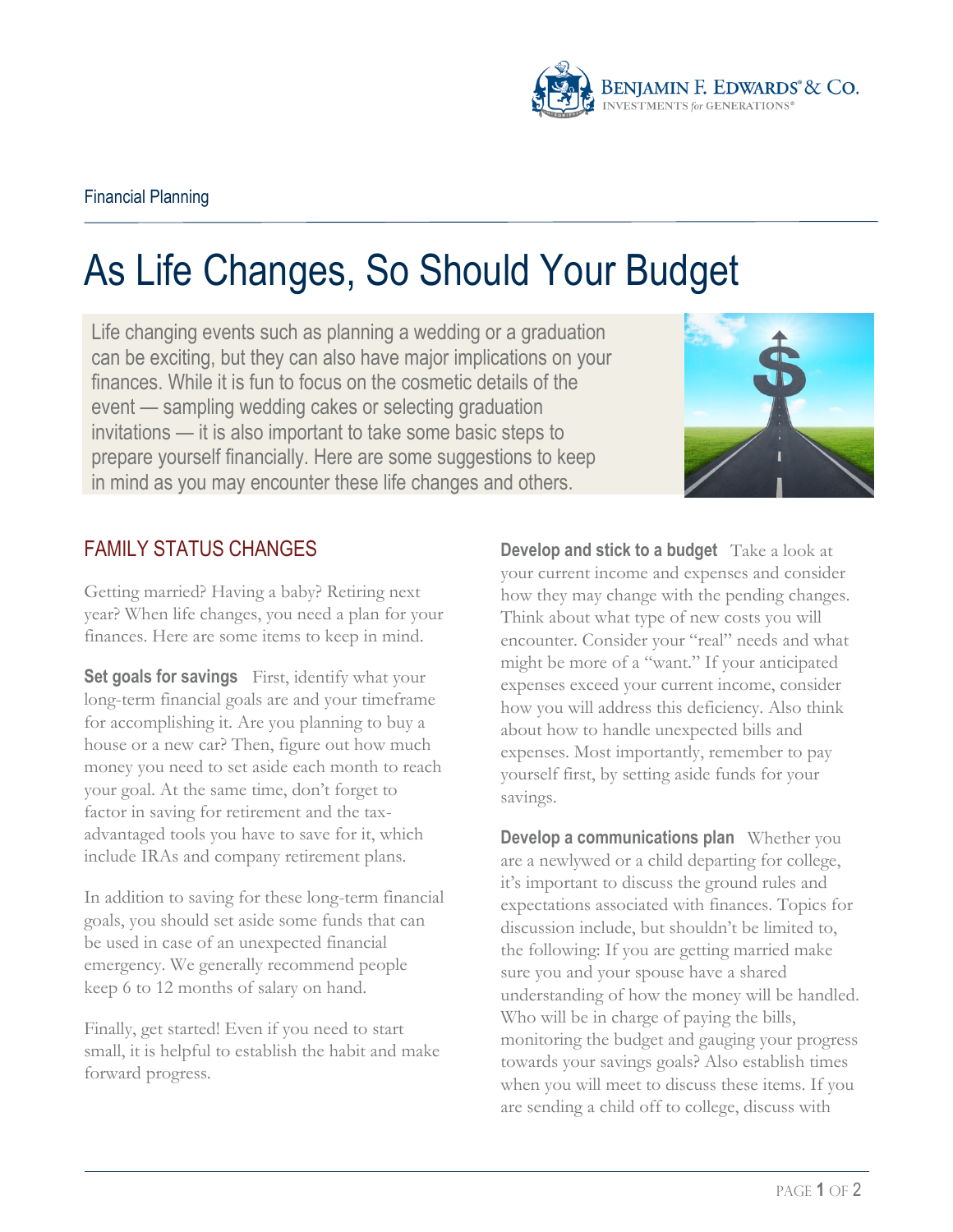Financial Planning

# As Life Changes, So Should Your Budget

Life changing events such as planning a wedding or a graduation can be exciting, but they can also have major implications on your finances. While it is fun to focus on the cosmetic details of the event — sampling wedding cakes or selecting graduation invitations — it is also important to take some basic steps to prepare yourself financially. Here are some suggestions to keep in mind as you may encounter these life changes and others.

## FAMILY STATUS CHANGES

Getting married? Having a baby? Retiring next year? When life changes, you need a plan for your finances. Here are some items to keep in mind.

**Set goals for savings** First, identify what your long-term financial goals are and your timeframe for accomplishing it. Are you planning to buy a house or a new car? Then, figure out how much money you need to set aside each month to reach your goal. At the same time, don't forget to factor in saving for retirement and the tax-advantaged tools you have to save for it, which include IRAs and company retirement plans.

In addition to saving for these long-term financial goals, you should set aside some funds that can be used in case of an unexpected financial emergency. We generally recommend people keep 6 to 12 months of salary on hand.

Finally, get started! Even if you need to start small, it is helpful to establish the habit and make forward progress.

**Develop and stick to a budget** Take a look at your current income and expenses and consider how they may change with the pending changes. Think about what type of new costs you will encounter. Consider your "real" needs and what might be more of a "want." If your anticipated expenses exceed your current income, consider how you will address this deficiency. Also think about how to handle unexpected bills and expenses. Most importantly, remember to pay yourself first, by setting aside funds for your savings.

**Develop a communications plan** Whether you are a newlywed or a child departing for college, it's important to discuss the ground rules and expectations associated with finances. Topics for discussion include, but shouldn't be limited to, the following: If you are getting married make sure you and your spouse have a shared understanding of how the money will be handled. Who will be in charge of paying the bills, monitoring the budget and gauging your progress towards your savings goals? Also establish times when you will meet to discuss these items. If you are sending a child off to college, discuss with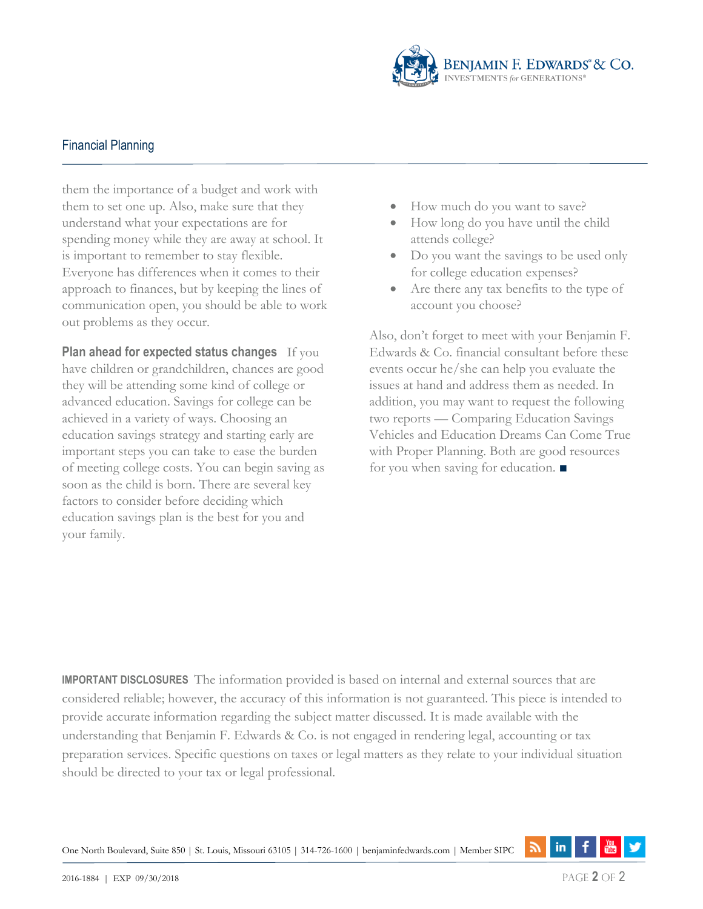them the importance of a budget and work with them to set one up. Also, make sure that they understand what your expectations are for spending money while they are away at school. It is important to remember to stay flexible. Everyone has differences when it comes to their approach to finances, but by keeping the lines of communication open, you should be able to work out problems as they occur.

**Plan ahead for expected status changes** If you have children or grandchildren, chances are good they will be attending some kind of college or advanced education. Savings for college can be achieved in a variety of ways. Choosing an education savings strategy and starting early are important steps you can take to ease the burden of meeting college costs. You can begin saving as soon as the child is born. There are several key factors to consider before deciding which education savings plan is the best for you and your family.

- How much do you want to save?
- How long do you have until the child attends college?
- Do you want the savings to be used only for college education expenses?
- Are there any tax benefits to the type of account you choose?

Also, don't forget to meet with your Benjamin F. Edwards & Co. financial consultant before these events occur he/she can help you evaluate the issues at hand and address them as needed. In addition, you may want to request the following two reports — Comparing Education Savings Vehicles and Education Dreams Can Come True with Proper Planning. Both are good resources for you when saving for education. ■

**IMPORTANT DISCLOSURES** The information provided is based on internal and external sources that are considered reliable; however, the accuracy of this information is not guaranteed. This piece is intended to provide accurate information regarding the subject matter discussed. It is made available with the understanding that Benjamin F. Edwards & Co. is not engaged in rendering legal, accounting or tax preparation services. Specific questions on taxes or legal matters as they relate to your individual situation should be directed to your tax or legal professional.

One North Boulevard, Suite 850 | St. Louis, Missouri 63105 | 314-726-1600 | benjaminfedwards.com | Member SIPC

2016-1884 | EXP 09/30/2018